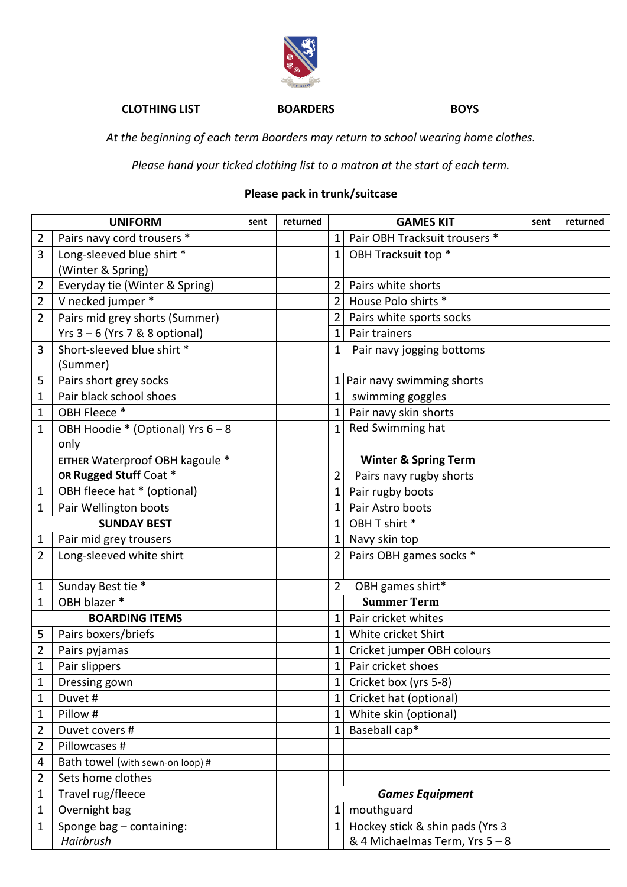**CLOTHING LIST** **BOARDERS** **BOYS**

*At the beginning of each term Boarders may return to school wearing home clothes.*

*Please hand your ticked clothing list to a matron at the start of each term.*

**Please pack in trunk/suitcase**

| | UNIFORM | sent | returned | | GAMES KIT | sent | returned |
|---|---|---|---|---|---|---|---|
| 2 | Pairs navy cord trousers * | | | 1 | Pair OBH Tracksuit trousers * | | |
| 3 | Long-sleeved blue shirt * (Winter & Spring) | | | 1 | OBH Tracksuit top * | | |
| 2 | Everyday tie (Winter & Spring) | | | 2 | Pairs white shorts | | |
| 2 | V necked jumper * | | | 2 | House Polo shirts * | | |
| 2 | Pairs mid grey shorts (Summer) Yrs 3 – 6 (Yrs 7 & 8 optional) | | | 2 | Pairs white sports socks | | |
| | | | | 1 | Pair trainers | | |
| 3 | Short-sleeved blue shirt * (Summer) | | | 1 | Pair navy jogging bottoms | | |
| 5 | Pairs short grey socks | | | 1 | Pair navy swimming shorts | | |
| 1 | Pair black school shoes | | | 1 | swimming goggles | | |
| 1 | OBH Fleece * | | | 1 | Pair navy skin shorts | | |
| 1 | OBH Hoodie * (Optional) Yrs 6 – 8 only | | | 1 | Red Swimming hat | | |
| | **EITHER** Waterproof OBH kagoule * **OR Rugged Stuff** Coat * | | | | **Winter & Spring Term** | | |
| | | | | 2 | Pairs navy rugby shorts | | |
| 1 | OBH fleece hat * (optional) | | | 1 | Pair rugby boots | | |
| 1 | Pair Wellington boots | | | 1 | Pair Astro boots | | |
| | **SUNDAY BEST** | | | 1 | OBH T shirt * | | |
| 1 | Pair mid grey trousers | | | 1 | Navy skin top | | |
| 2 | Long-sleeved white shirt | | | 2 | Pairs OBH games socks * | | |
| 1 | Sunday Best tie * | | | 2 | OBH games shirt* | | |
| 1 | OBH blazer * | | | | **Summer Term** | | |
| | **BOARDING ITEMS** | | | 1 | Pair cricket whites | | |
| 5 | Pairs boxers/briefs | | | 1 | White cricket Shirt | | |
| 2 | Pairs pyjamas | | | 1 | Cricket jumper OBH colours | | |
| 1 | Pair slippers | | | 1 | Pair cricket shoes | | |
| 1 | Dressing gown | | | 1 | Cricket box (yrs 5-8) | | |
| 1 | Duvet # | | | 1 | Cricket hat (optional) | | |
| 1 | Pillow # | | | 1 | White skin (optional) | | |
| 2 | Duvet covers # | | | 1 | Baseball cap* | | |
| 2 | Pillowcases # | | | | | | |
| 4 | Bath towel (with sewn-on loop) # | | | | | | |
| 2 | Sets home clothes | | | | | | |
| 1 | Travel rug/fleece | | | | ***Games Equipment*** | | |
| 1 | Overnight bag | | | 1 | mouthguard | | |
| 1 | Sponge bag – containing: *Hairbrush* | | | 1 | Hockey stick & shin pads (Yrs 3 & 4 Michaelmas Term, Yrs 5 – 8 | | |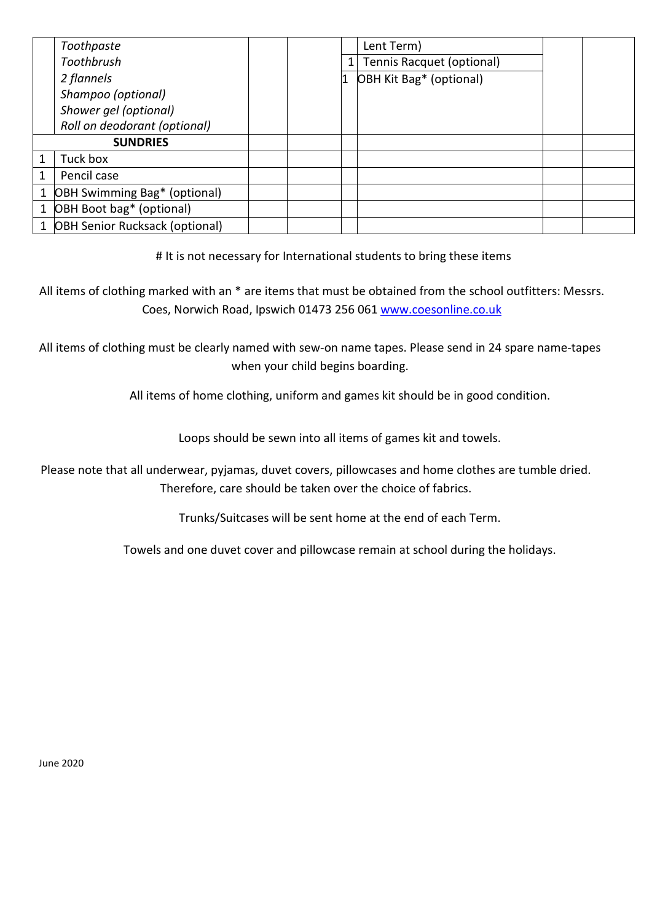| | | | | | | | |
|---|---|---|---|---|---|---|---|
| | *Toothpaste*<br>*Toothbrush*<br>*2 flannels*<br>*Shampoo (optional)*<br>*Shower gel (optional)*<br>*Roll on deodorant (optional)* | | | <br>1<br>1 | Lent Term)<br>Tennis Racquet (optional)<br>OBH Kit Bag* (optional) | | |
| | **SUNDRIES** | | | | | | |
| 1 | Tuck box | | | | | | |
| 1 | Pencil case | | | | | | |
| 1 | OBH Swimming Bag* (optional) | | | | | | |
| 1 | OBH Boot bag* (optional) | | | | | | |
| 1 | OBH Senior Rucksack (optional) | | | | | | |

# It is not necessary for International students to bring these items

All items of clothing marked with an * are items that must be obtained from the school outfitters: Messrs. Coes, Norwich Road, Ipswich 01473 256 061 [www.coesonline.co.uk](http://www.coesonline.co.uk)

All items of clothing must be clearly named with sew-on name tapes. Please send in 24 spare name-tapes when your child begins boarding.

All items of home clothing, uniform and games kit should be in good condition.

Loops should be sewn into all items of games kit and towels.

Please note that all underwear, pyjamas, duvet covers, pillowcases and home clothes are tumble dried. Therefore, care should be taken over the choice of fabrics.

Trunks/Suitcases will be sent home at the end of each Term.

Towels and one duvet cover and pillowcase remain at school during the holidays.

June 2020